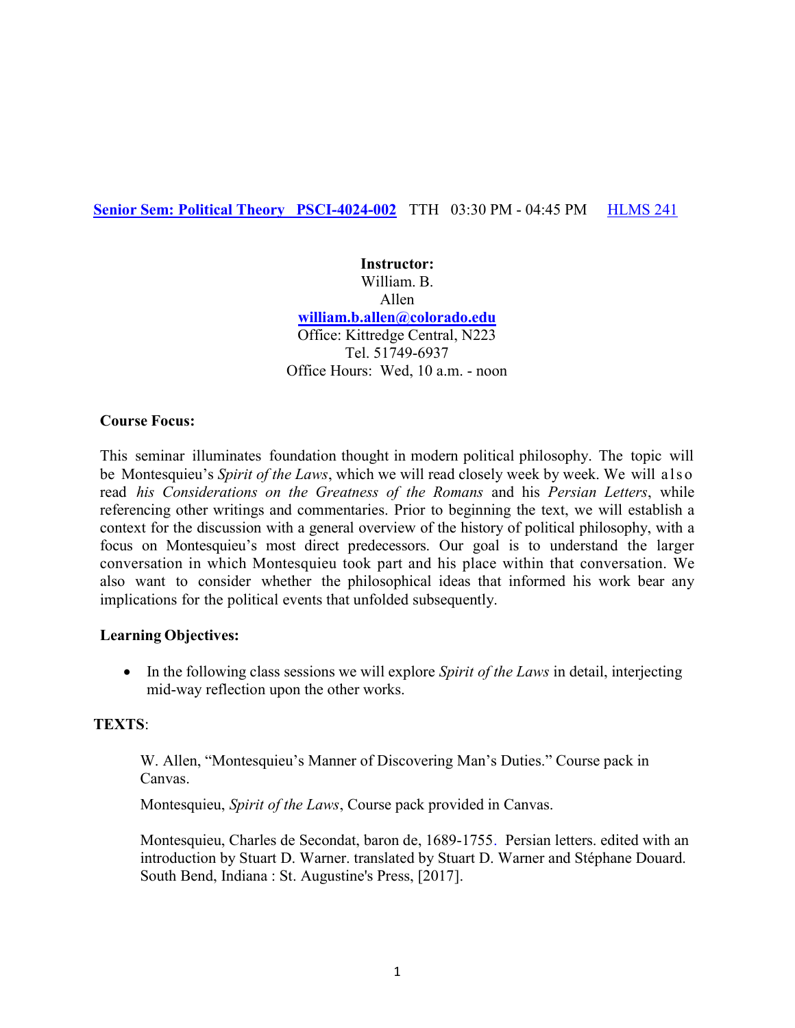**Senior Sem: Political Theory PSCI-4024-002** TTH 03:30 PM - 04:45 PM HLMS 241

**Instructor:**
William. B.
Allen
**william.b.allen@colorado.edu**
Office: Kittredge Central, N223
Tel. 51749-6937
Office Hours: Wed, 10 a.m. - noon

**Course Focus:**

This seminar illuminates foundation thought in modern political philosophy. The topic will be Montesquieu's *Spirit of the Laws*, which we will read closely week by week. We will also read *his Considerations on the Greatness of the Romans* and his *Persian Letters*, while referencing other writings and commentaries. Prior to beginning the text, we will establish a context for the discussion with a general overview of the history of political philosophy, with a focus on Montesquieu's most direct predecessors. Our goal is to understand the larger conversation in which Montesquieu took part and his place within that conversation. We also want to consider whether the philosophical ideas that informed his work bear any implications for the political events that unfolded subsequently.

**Learning Objectives:**

- In the following class sessions we will explore *Spirit of the Laws* in detail, interjecting mid-way reflection upon the other works.

**TEXTS**:

W. Allen, "Montesquieu's Manner of Discovering Man's Duties." Course pack in Canvas.

Montesquieu, *Spirit of the Laws*, Course pack provided in Canvas.

Montesquieu, Charles de Secondat, baron de, 1689-1755. Persian letters. edited with an introduction by Stuart D. Warner. translated by Stuart D. Warner and Stéphane Douard. South Bend, Indiana : St. Augustine's Press, [2017].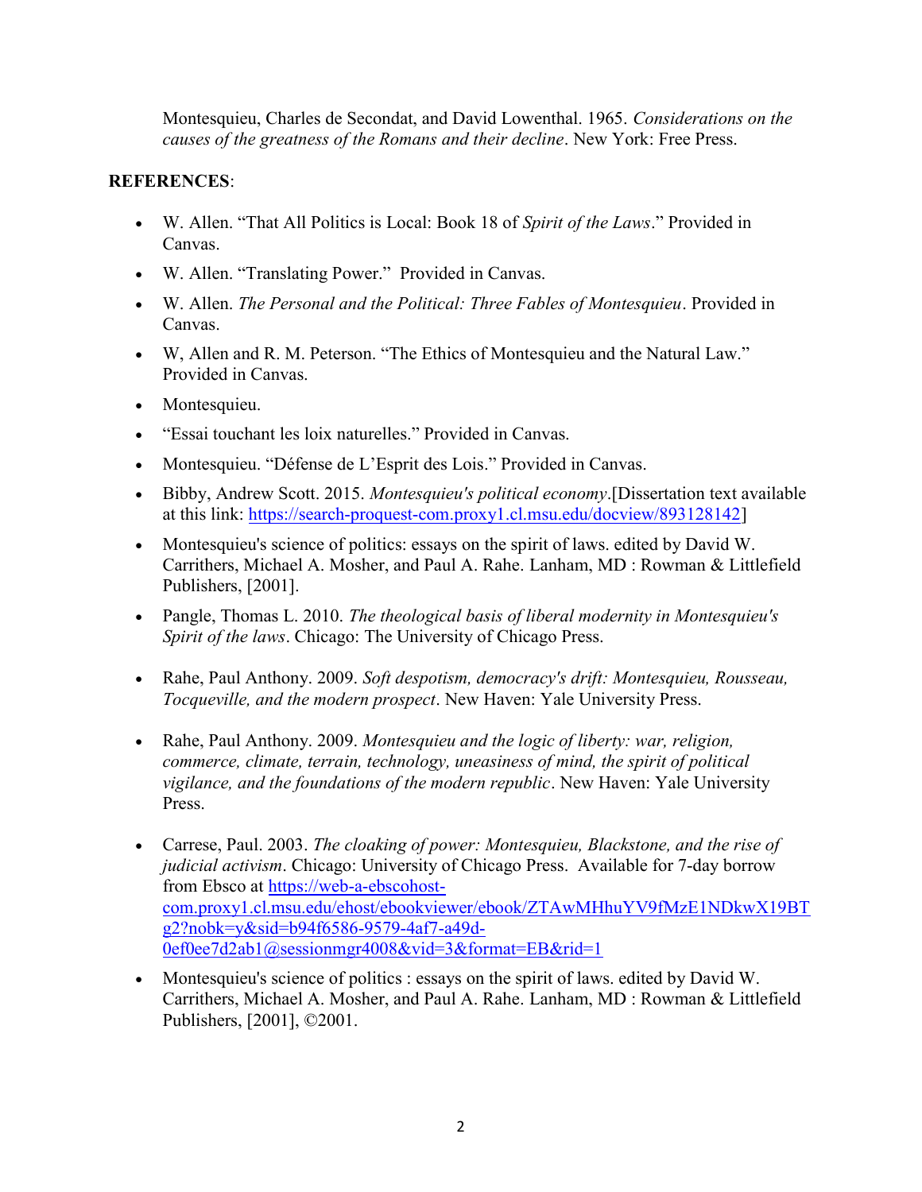Montesquieu, Charles de Secondat, and David Lowenthal. 1965. *Considerations on the causes of the greatness of the Romans and their decline*. New York: Free Press.

**REFERENCES**:

- W. Allen. "That All Politics is Local: Book 18 of *Spirit of the Laws*." Provided in Canvas.
- W. Allen. "Translating Power." Provided in Canvas.
- W. Allen. *The Personal and the Political: Three Fables of Montesquieu*. Provided in Canvas.
- W, Allen and R. M. Peterson. "The Ethics of Montesquieu and the Natural Law." Provided in Canvas.
- Montesquieu.
- "Essai touchant les loix naturelles." Provided in Canvas.
- Montesquieu. "Défense de L'Esprit des Lois." Provided in Canvas.
- Bibby, Andrew Scott. 2015. *Montesquieu's political economy*.[Dissertation text available at this link: https://search-proquest-com.proxy1.cl.msu.edu/docview/893128142]
- Montesquieu's science of politics: essays on the spirit of laws. edited by David W. Carrithers, Michael A. Mosher, and Paul A. Rahe. Lanham, MD : Rowman & Littlefield Publishers, [2001].
- Pangle, Thomas L. 2010. *The theological basis of liberal modernity in Montesquieu's Spirit of the laws*. Chicago: The University of Chicago Press.
- Rahe, Paul Anthony. 2009. *Soft despotism, democracy's drift: Montesquieu, Rousseau, Tocqueville, and the modern prospect*. New Haven: Yale University Press.
- Rahe, Paul Anthony. 2009. *Montesquieu and the logic of liberty: war, religion, commerce, climate, terrain, technology, uneasiness of mind, the spirit of political vigilance, and the foundations of the modern republic*. New Haven: Yale University Press.
- Carrese, Paul. 2003. *The cloaking of power: Montesquieu, Blackstone, and the rise of judicial activism*. Chicago: University of Chicago Press. Available for 7-day borrow from Ebsco at https://web-a-ebscohost-com.proxy1.cl.msu.edu/ehost/ebookviewer/ebook/ZTAwMHhuYV9fMzE1NDkwX19BTg2?nobk=y&sid=b94f6586-9579-4af7-a49d-0ef0ee7d2ab1@sessionmgr4008&vid=3&format=EB&rid=1
- Montesquieu's science of politics : essays on the spirit of laws. edited by David W. Carrithers, Michael A. Mosher, and Paul A. Rahe. Lanham, MD : Rowman & Littlefield Publishers, [2001], ©2001.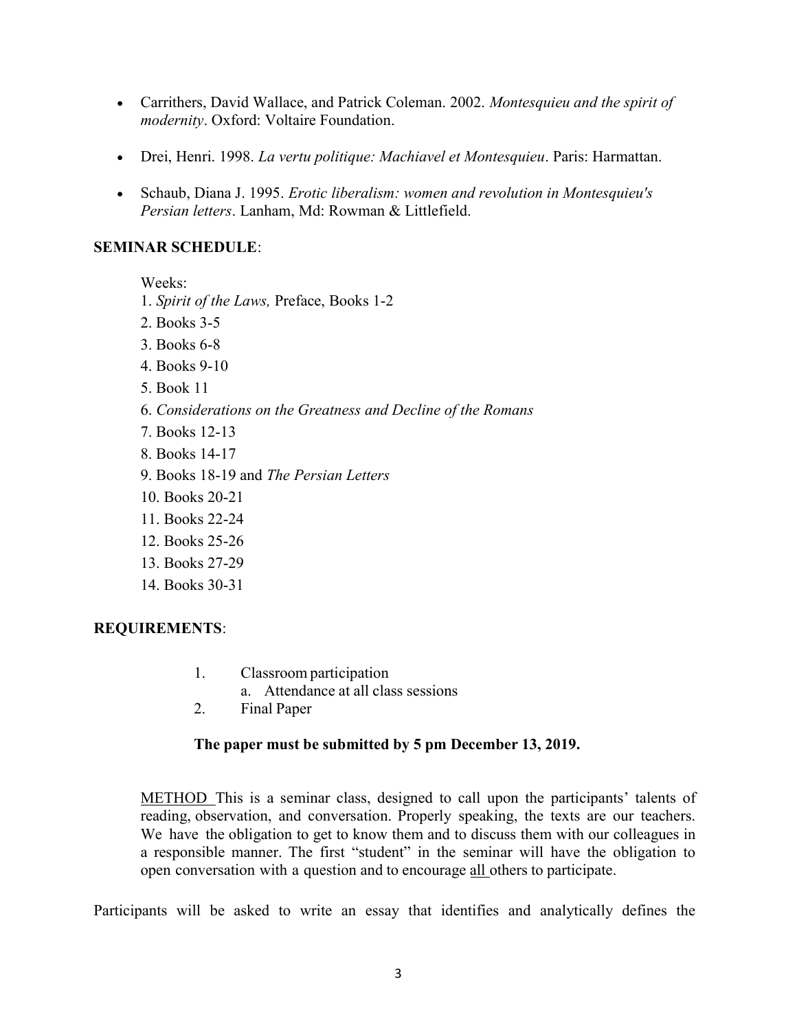- Carrithers, David Wallace, and Patrick Coleman. 2002. *Montesquieu and the spirit of modernity*. Oxford: Voltaire Foundation.

- Drei, Henri. 1998. *La vertu politique: Machiavel et Montesquieu*. Paris: Harmattan.

- Schaub, Diana J. 1995. *Erotic liberalism: women and revolution in Montesquieu's Persian letters*. Lanham, Md: Rowman & Littlefield.

**SEMINAR SCHEDULE**:

Weeks:

1. *Spirit of the Laws,* Preface, Books 1-2
2. Books 3-5
3. Books 6-8
4. Books 9-10
5. Book 11
6. *Considerations on the Greatness and Decline of the Romans*
7. Books 12-13
8. Books 14-17
9. Books 18-19 and *The Persian Letters*
10. Books 20-21
11. Books 22-24
12. Books 25-26
13. Books 27-29
14. Books 30-31

**REQUIREMENTS**:

1. Classroom participation
   a. Attendance at all class sessions
2. Final Paper

**The paper must be submitted by 5 pm December 13, 2019.**

<u>METHOD</u> This is a seminar class, designed to call upon the participants' talents of reading, observation, and conversation. Properly speaking, the texts are our teachers. We have the obligation to get to know them and to discuss them with our colleagues in a responsible manner. The first "student" in the seminar will have the obligation to open conversation with a question and to encourage <u>all</u> others to participate.

Participants will be asked to write an essay that identifies and analytically defines the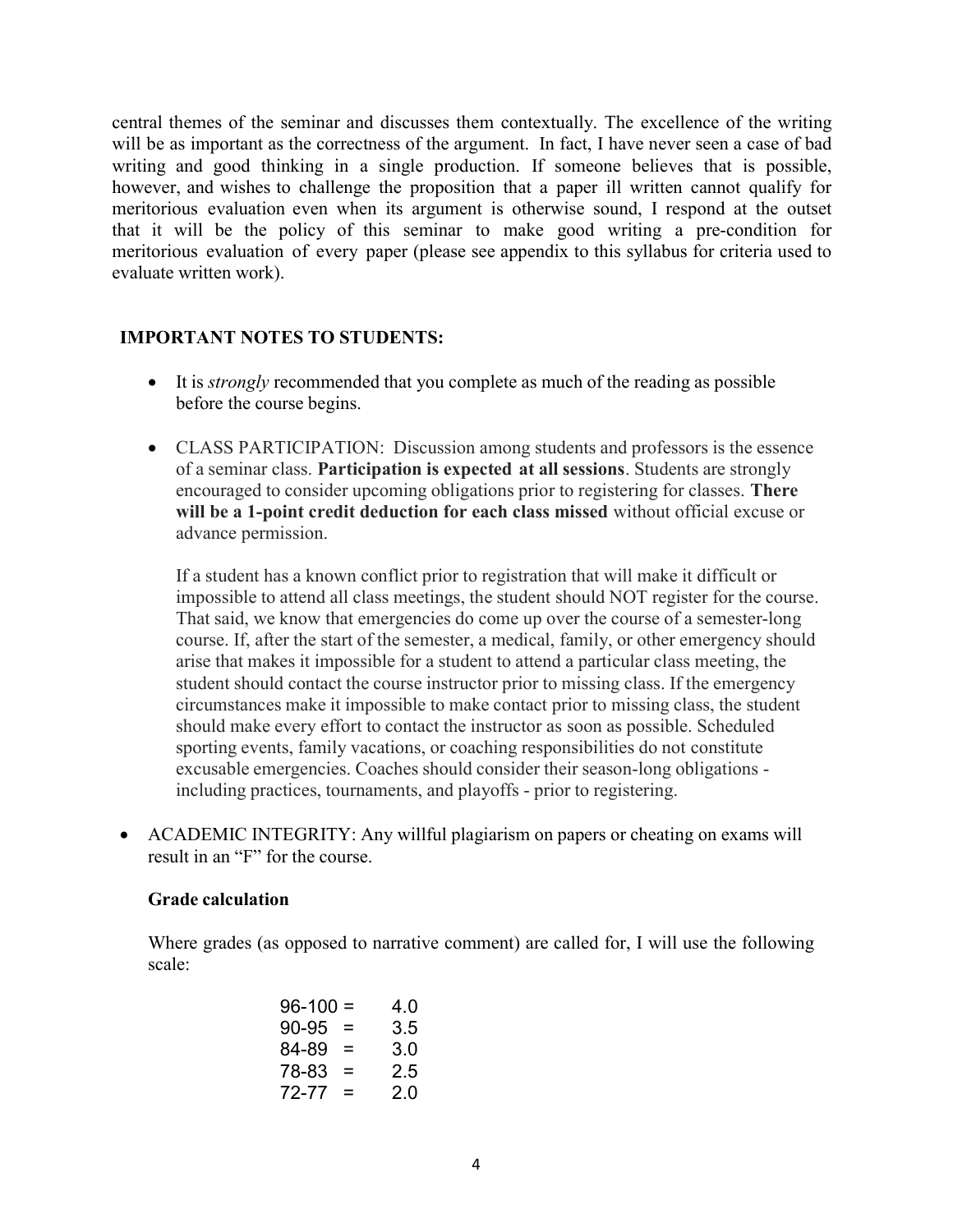central themes of the seminar and discusses them contextually. The excellence of the writing will be as important as the correctness of the argument. In fact, I have never seen a case of bad writing and good thinking in a single production. If someone believes that is possible, however, and wishes to challenge the proposition that a paper ill written cannot qualify for meritorious evaluation even when its argument is otherwise sound, I respond at the outset that it will be the policy of this seminar to make good writing a pre-condition for meritorious evaluation of every paper (please see appendix to this syllabus for criteria used to evaluate written work).

**IMPORTANT NOTES TO STUDENTS:**

- It is *strongly* recommended that you complete as much of the reading as possible before the course begins.
- CLASS PARTICIPATION: Discussion among students and professors is the essence of a seminar class. **Participation is expected at all sessions**. Students are strongly encouraged to consider upcoming obligations prior to registering for classes. **There will be a 1-point credit deduction for each class missed** without official excuse or advance permission.

  If a student has a known conflict prior to registration that will make it difficult or impossible to attend all class meetings, the student should NOT register for the course. That said, we know that emergencies do come up over the course of a semester-long course. If, after the start of the semester, a medical, family, or other emergency should arise that makes it impossible for a student to attend a particular class meeting, the student should contact the course instructor prior to missing class. If the emergency circumstances make it impossible to make contact prior to missing class, the student should make every effort to contact the instructor as soon as possible. Scheduled sporting events, family vacations, or coaching responsibilities do not constitute excusable emergencies. Coaches should consider their season-long obligations - including practices, tournaments, and playoffs - prior to registering.

- ACADEMIC INTEGRITY: Any willful plagiarism on papers or cheating on exams will result in an "F" for the course.

  **Grade calculation**

  Where grades (as opposed to narrative comment) are called for, I will use the following scale:

  96-100 = 4.0
  90-95 = 3.5
  84-89 = 3.0
  78-83 = 2.5
  72-77 = 2.0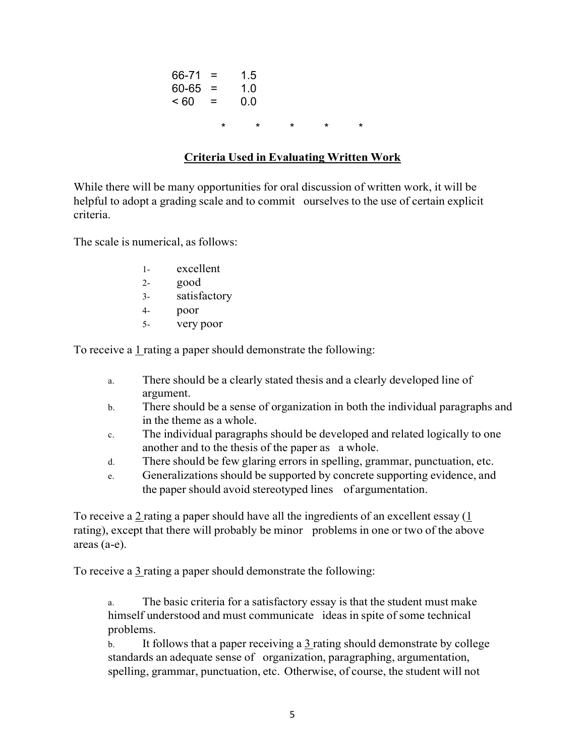66-71 = 1.5
60-65 = 1.0
< 60 = 0.0

\* \* \* \* \*

## Criteria Used in Evaluating Written Work

While there will be many opportunities for oral discussion of written work, it will be helpful to adopt a grading scale and to commit ourselves to the use of certain explicit criteria.

The scale is numerical, as follows:

1- excellent
2- good
3- satisfactory
4- poor
5- very poor

To receive a <u>1</u> rating a paper should demonstrate the following:

a. There should be a clearly stated thesis and a clearly developed line of argument.
b. There should be a sense of organization in both the individual paragraphs and in the theme as a whole.
c. The individual paragraphs should be developed and related logically to one another and to the thesis of the paper as a whole.
d. There should be few glaring errors in spelling, grammar, punctuation, etc.
e. Generalizations should be supported by concrete supporting evidence, and the paper should avoid stereotyped lines of argumentation.

To receive a <u>2</u> rating a paper should have all the ingredients of an excellent essay (<u>1</u> rating), except that there will probably be minor problems in one or two of the above areas (a-e).

To receive a <u>3</u> rating a paper should demonstrate the following:

a. The basic criteria for a satisfactory essay is that the student must make himself understood and must communicate ideas in spite of some technical problems.
b. It follows that a paper receiving a <u>3</u> rating should demonstrate by college standards an adequate sense of organization, paragraphing, argumentation, spelling, grammar, punctuation, etc. Otherwise, of course, the student will not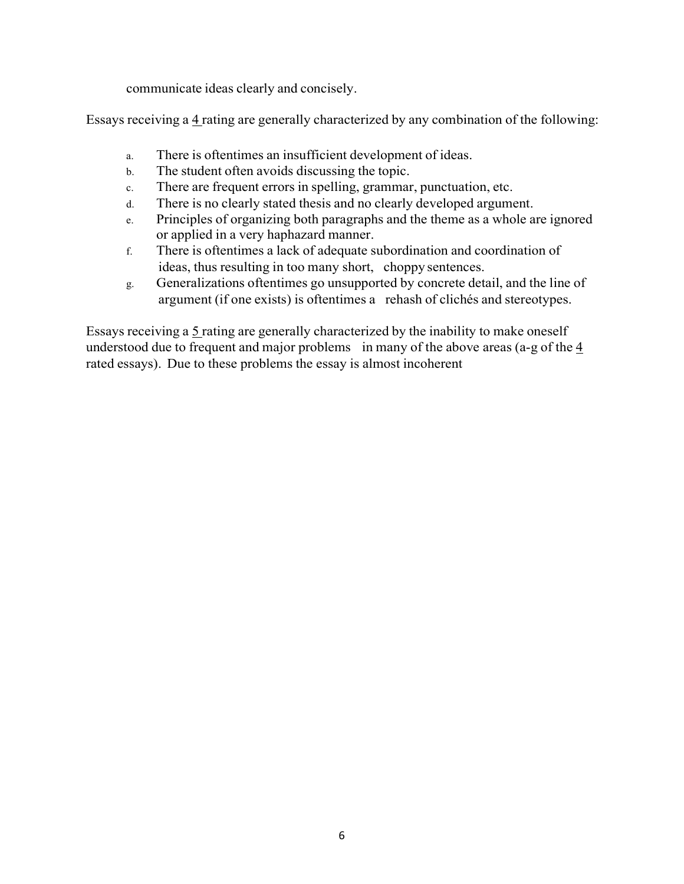communicate ideas clearly and concisely.

Essays receiving a 4 rating are generally characterized by any combination of the following:

a. There is oftentimes an insufficient development of ideas.
b. The student often avoids discussing the topic.
c. There are frequent errors in spelling, grammar, punctuation, etc.
d. There is no clearly stated thesis and no clearly developed argument.
e. Principles of organizing both paragraphs and the theme as a whole are ignored or applied in a very haphazard manner.
f. There is oftentimes a lack of adequate subordination and coordination of ideas, thus resulting in too many short, choppy sentences.
g. Generalizations oftentimes go unsupported by concrete detail, and the line of argument (if one exists) is oftentimes a rehash of clichés and stereotypes.

Essays receiving a 5 rating are generally characterized by the inability to make oneself understood due to frequent and major problems in many of the above areas (a-g of the 4 rated essays). Due to these problems the essay is almost incoherent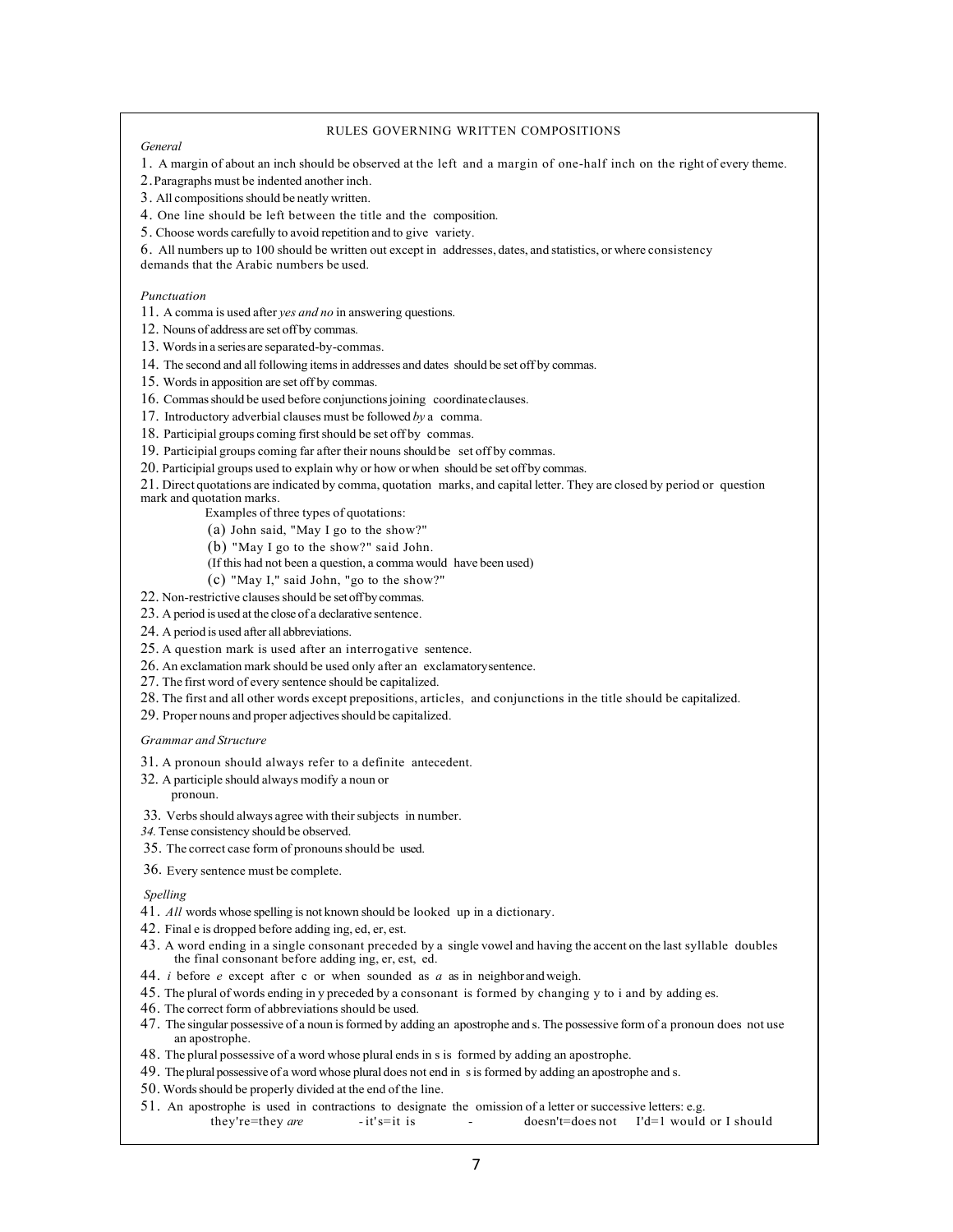## RULES GOVERNING WRITTEN COMPOSITIONS

*General*

1. A margin of about an inch should be observed at the left and a margin of one-half inch on the right of every theme.
2. Paragraphs must be indented another inch.
3. All compositions should be neatly written.
4. One line should be left between the title and the composition.
5. Choose words carefully to avoid repetition and to give variety.
6. All numbers up to 100 should be written out except in addresses, dates, and statistics, or where consistency demands that the Arabic numbers be used.

*Punctuation*

11. A comma is used after *yes and no* in answering questions.
12. Nouns of address are set off by commas.
13. Words in a series are separated-by-commas.
14. The second and all following items in addresses and dates should be set off by commas.
15. Words in apposition are set off by commas.
16. Commas should be used before conjunctions joining coordinate clauses.
17. Introductory adverbial clauses must be followed *by* a comma.
18. Participial groups coming first should be set off by commas.
19. Participial groups coming far after their nouns should be set off by commas.
20. Participial groups used to explain why or how or when should be set off by commas.
21. Direct quotations are indicated by comma, quotation marks, and capital letter. They are closed by period or question mark and quotation marks.

    Examples of three types of quotations:

    (a) John said, "May I go to the show?"

    (b) "May I go to the show?" said John.

    (If this had not been a question, a comma would have been used)

    (c) "May I," said John, "go to the show?"

22. Non-restrictive clauses should be set off by commas.
23. A period is used at the close of a declarative sentence.
24. A period is used after all abbreviations.
25. A question mark is used after an interrogative sentence.
26. An exclamation mark should be used only after an exclamatory sentence.
27. The first word of every sentence should be capitalized.
28. The first and all other words except prepositions, articles, and conjunctions in the title should be capitalized.
29. Proper nouns and proper adjectives should be capitalized.

*Grammar and Structure*

31. A pronoun should always refer to a definite antecedent.
32. A participle should always modify a noun or pronoun.
33. Verbs should always agree with their subjects in number.
34. Tense consistency should be observed.
35. The correct case form of pronouns should be used.
36. Every sentence must be complete.

*Spelling*

41. *All* words whose spelling is not known should be looked up in a dictionary.
42. Final e is dropped before adding ing, ed, er, est.
43. A word ending in a single consonant preceded by a single vowel and having the accent on the last syllable doubles the final consonant before adding ing, er, est, ed.
44. *i* before *e* except after c or when sounded as *a* as in neighbor and weigh.
45. The plural of words ending in y preceded by a consonant is formed by changing y to i and by adding es.
46. The correct form of abbreviations should be used.
47. The singular possessive of a noun is formed by adding an apostrophe and s. The possessive form of a pronoun does not use an apostrophe.
48. The plural possessive of a word whose plural ends in s is formed by adding an apostrophe.
49. The plural possessive of a word whose plural does not end in s is formed by adding an apostrophe and s.
50. Words should be properly divided at the end of the line.
51. An apostrophe is used in contractions to designate the omission of a letter or successive letters: e.g.

    they're=they *are* - it's=it is - doesn't=does not I'd=I would or I should